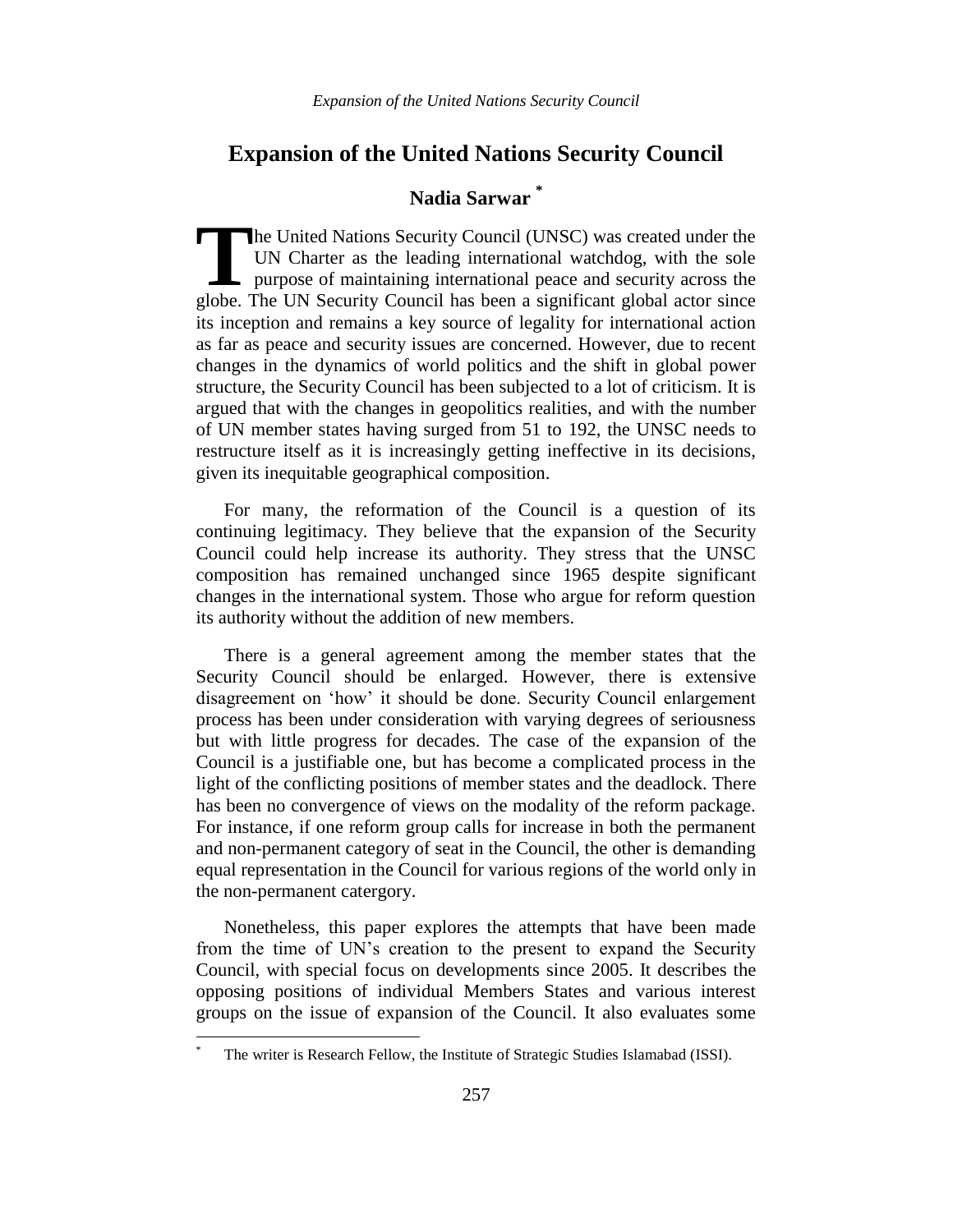# Expansion of the United Nations Security Council

**Nadia Sarwar** [*]

The United Nations Security Council (UNSC) was created under the UN Charter as the leading international watchdog, with the sole purpose of maintaining international peace and security across the globe. The UN Security Council has been a significant global actor since its inception and remains a key source of legality for international action as far as peace and security issues are concerned. However, due to recent changes in the dynamics of world politics and the shift in global power structure, the Security Council has been subjected to a lot of criticism. It is argued that with the changes in geopolitics realities, and with the number of UN member states having surged from 51 to 192, the UNSC needs to restructure itself as it is increasingly getting ineffective in its decisions, given its inequitable geographical composition.

For many, the reformation of the Council is a question of its continuing legitimacy. They believe that the expansion of the Security Council could help increase its authority. They stress that the UNSC composition has remained unchanged since 1965 despite significant changes in the international system. Those who argue for reform question its authority without the addition of new members.

There is a general agreement among the member states that the Security Council should be enlarged. However, there is extensive disagreement on 'how' it should be done. Security Council enlargement process has been under consideration with varying degrees of seriousness but with little progress for decades. The case of the expansion of the Council is a justifiable one, but has become a complicated process in the light of the conflicting positions of member states and the deadlock. There has been no convergence of views on the modality of the reform package. For instance, if one reform group calls for increase in both the permanent and non-permanent category of seat in the Council, the other is demanding equal representation in the Council for various regions of the world only in the non-permanent catergory.

Nonetheless, this paper explores the attempts that have been made from the time of UN's creation to the present to expand the Security Council, with special focus on developments since 2005. It describes the opposing positions of individual Members States and various interest groups on the issue of expansion of the Council. It also evaluates some

[*] The writer is Research Fellow, the Institute of Strategic Studies Islamabad (ISSI).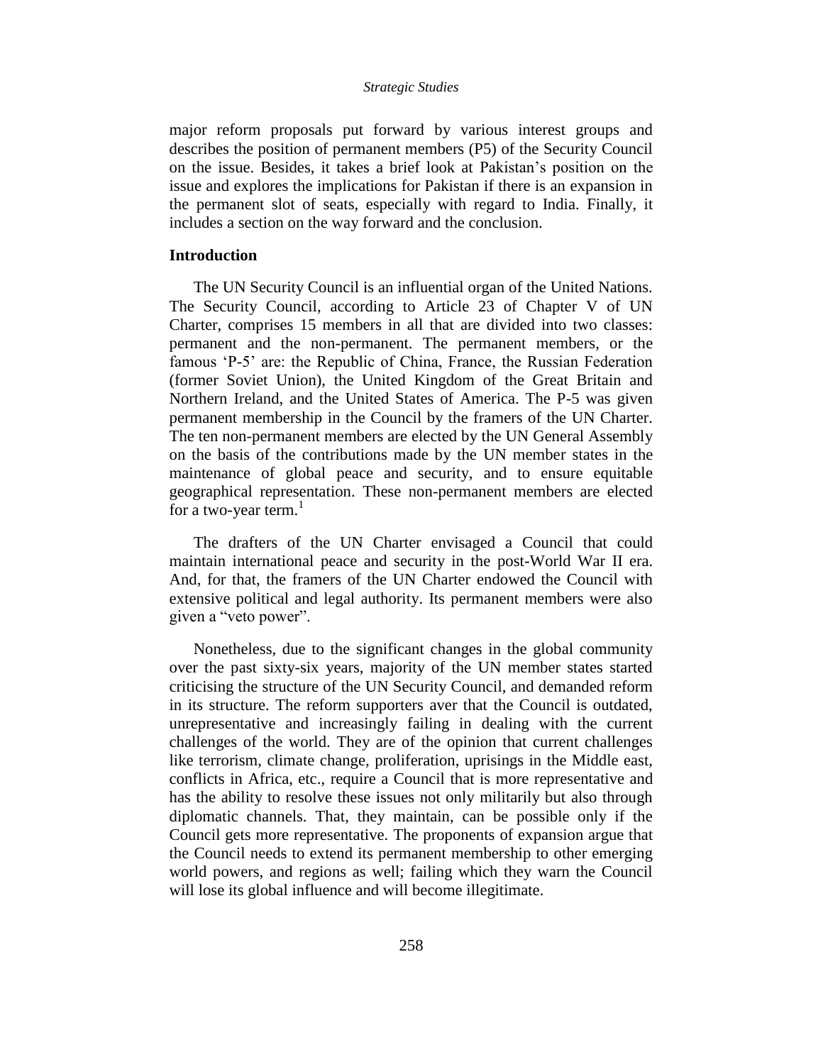major reform proposals put forward by various interest groups and describes the position of permanent members (P5) of the Security Council on the issue. Besides, it takes a brief look at Pakistan's position on the issue and explores the implications for Pakistan if there is an expansion in the permanent slot of seats, especially with regard to India. Finally, it includes a section on the way forward and the conclusion.

## Introduction

The UN Security Council is an influential organ of the United Nations. The Security Council, according to Article 23 of Chapter V of UN Charter, comprises 15 members in all that are divided into two classes: permanent and the non-permanent. The permanent members, or the famous 'P-5' are: the Republic of China, France, the Russian Federation (former Soviet Union), the United Kingdom of the Great Britain and Northern Ireland, and the United States of America. The P-5 was given permanent membership in the Council by the framers of the UN Charter. The ten non-permanent members are elected by the UN General Assembly on the basis of the contributions made by the UN member states in the maintenance of global peace and security, and to ensure equitable geographical representation. These non-permanent members are elected for a two-year term.[1]

The drafters of the UN Charter envisaged a Council that could maintain international peace and security in the post-World War II era. And, for that, the framers of the UN Charter endowed the Council with extensive political and legal authority. Its permanent members were also given a "veto power".

Nonetheless, due to the significant changes in the global community over the past sixty-six years, majority of the UN member states started criticising the structure of the UN Security Council, and demanded reform in its structure. The reform supporters aver that the Council is outdated, unrepresentative and increasingly failing in dealing with the current challenges of the world. They are of the opinion that current challenges like terrorism, climate change, proliferation, uprisings in the Middle east, conflicts in Africa, etc., require a Council that is more representative and has the ability to resolve these issues not only militarily but also through diplomatic channels. That, they maintain, can be possible only if the Council gets more representative. The proponents of expansion argue that the Council needs to extend its permanent membership to other emerging world powers, and regions as well; failing which they warn the Council will lose its global influence and will become illegitimate.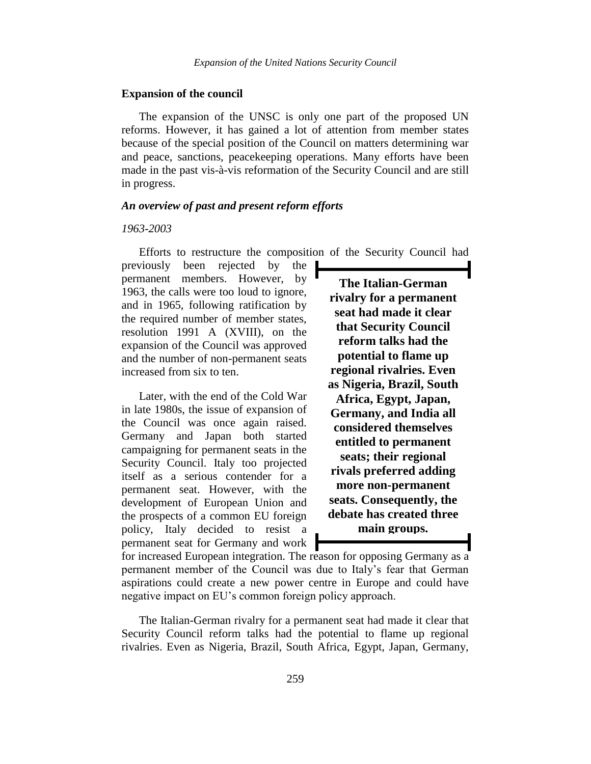## Expansion of the council

The expansion of the UNSC is only one part of the proposed UN reforms. However, it has gained a lot of attention from member states because of the special position of the Council on matters determining war and peace, sanctions, peacekeeping operations. Many efforts have been made in the past vis-à-vis reformation of the Security Council and are still in progress.

### *An overview of past and present reform efforts*

*1963-2003*

Efforts to restructure the composition of the Security Council had previously been rejected by the permanent members. However, by 1963, the calls were too loud to ignore, and in 1965, following ratification by the required number of member states, resolution 1991 A (XVIII), on the expansion of the Council was approved and the number of non-permanent seats increased from six to ten.

Later, with the end of the Cold War in late 1980s, the issue of expansion of the Council was once again raised. Germany and Japan both started campaigning for permanent seats in the Security Council. Italy too projected itself as a serious contender for a permanent seat. However, with the development of European Union and the prospects of a common EU foreign policy, Italy decided to resist a permanent seat for Germany and work for increased European integration. The reason for opposing Germany as a permanent member of the Council was due to Italy's fear that German aspirations could create a new power centre in Europe and could have negative impact on EU's common foreign policy approach.

> **The Italian-German rivalry for a permanent seat had made it clear that Security Council reform talks had the potential to flame up regional rivalries. Even as Nigeria, Brazil, South Africa, Egypt, Japan, Germany, and India all considered themselves entitled to permanent seats; their regional rivals preferred adding more non-permanent seats. Consequently, the debate has created three main groups.**

The Italian-German rivalry for a permanent seat had made it clear that Security Council reform talks had the potential to flame up regional rivalries. Even as Nigeria, Brazil, South Africa, Egypt, Japan, Germany,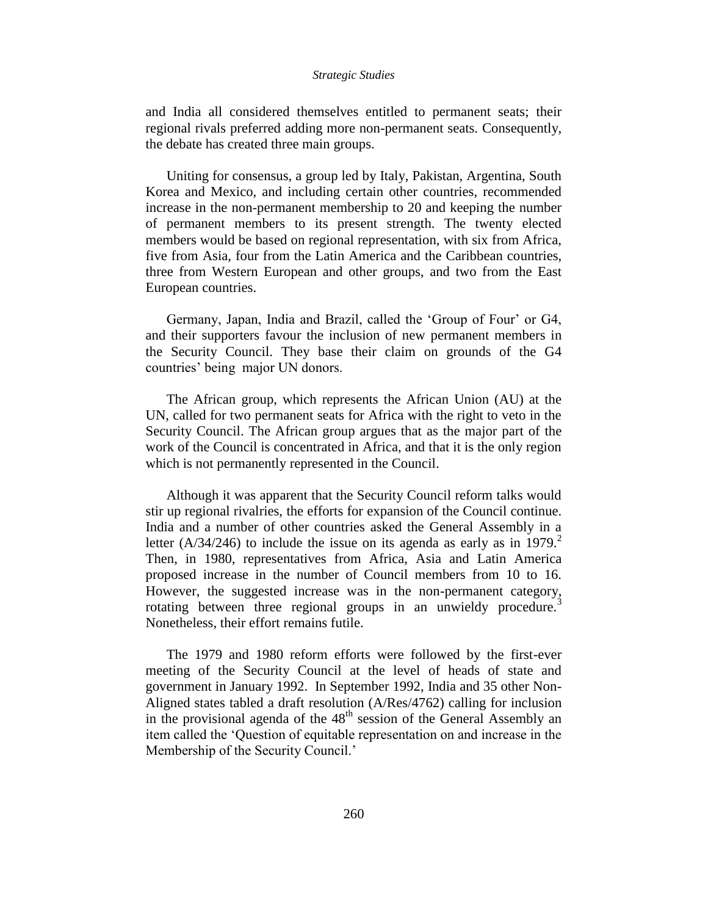and India all considered themselves entitled to permanent seats; their regional rivals preferred adding more non-permanent seats. Consequently, the debate has created three main groups.

Uniting for consensus, a group led by Italy, Pakistan, Argentina, South Korea and Mexico, and including certain other countries, recommended increase in the non-permanent membership to 20 and keeping the number of permanent members to its present strength. The twenty elected members would be based on regional representation, with six from Africa, five from Asia, four from the Latin America and the Caribbean countries, three from Western European and other groups, and two from the East European countries.

Germany, Japan, India and Brazil, called the 'Group of Four' or G4, and their supporters favour the inclusion of new permanent members in the Security Council. They base their claim on grounds of the G4 countries' being major UN donors.

The African group, which represents the African Union (AU) at the UN, called for two permanent seats for Africa with the right to veto in the Security Council. The African group argues that as the major part of the work of the Council is concentrated in Africa, and that it is the only region which is not permanently represented in the Council.

Although it was apparent that the Security Council reform talks would stir up regional rivalries, the efforts for expansion of the Council continue. India and a number of other countries asked the General Assembly in a letter (A/34/246) to include the issue on its agenda as early as in 1979.[2] Then, in 1980, representatives from Africa, Asia and Latin America proposed increase in the number of Council members from 10 to 16. However, the suggested increase was in the non-permanent category, rotating between three regional groups in an unwieldy procedure.[3] Nonetheless, their effort remains futile.

The 1979 and 1980 reform efforts were followed by the first-ever meeting of the Security Council at the level of heads of state and government in January 1992. In September 1992, India and 35 other Non-Aligned states tabled a draft resolution (A/Res/4762) calling for inclusion in the provisional agenda of the 48th session of the General Assembly an item called the 'Question of equitable representation on and increase in the Membership of the Security Council.'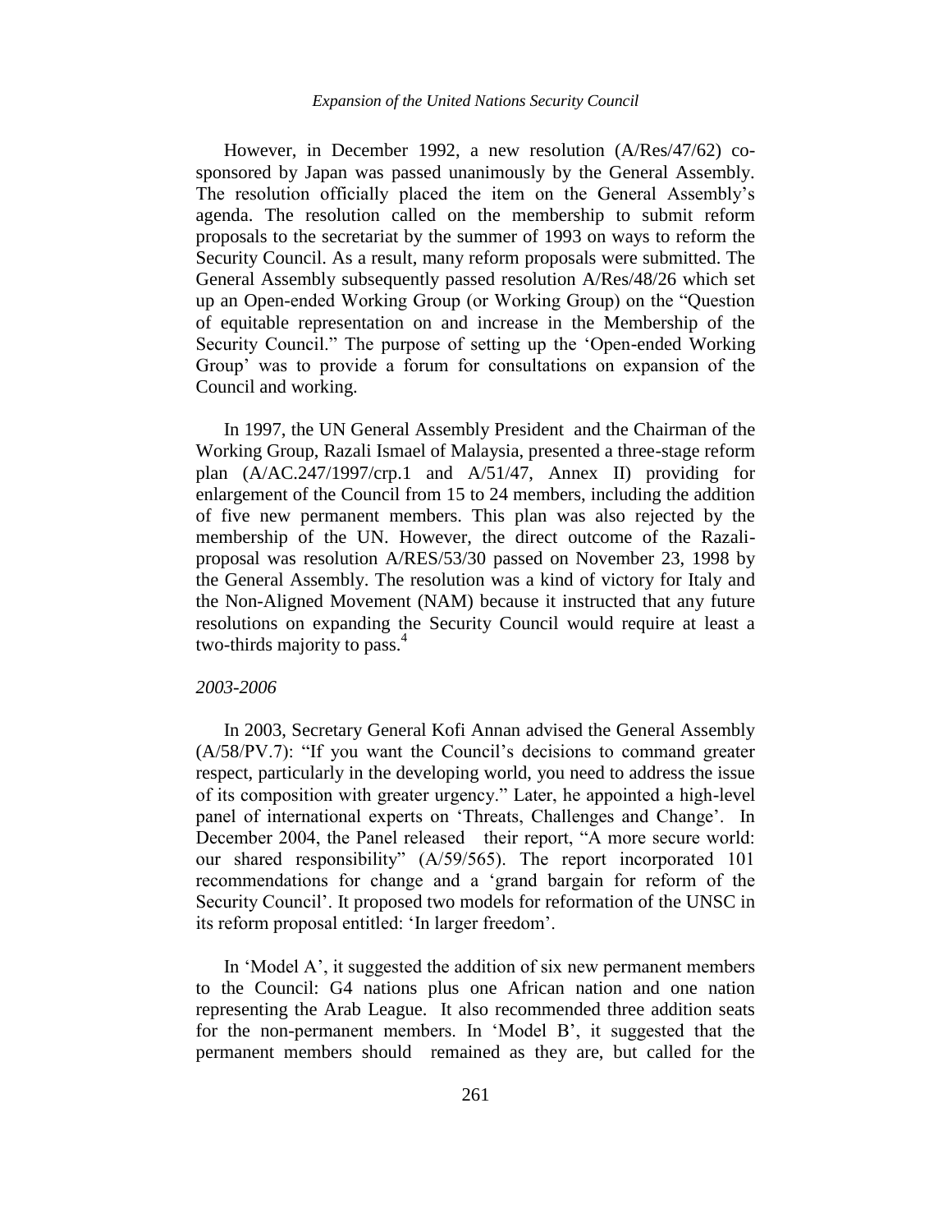However, in December 1992, a new resolution (A/Res/47/62) co-sponsored by Japan was passed unanimously by the General Assembly. The resolution officially placed the item on the General Assembly's agenda. The resolution called on the membership to submit reform proposals to the secretariat by the summer of 1993 on ways to reform the Security Council. As a result, many reform proposals were submitted. The General Assembly subsequently passed resolution A/Res/48/26 which set up an Open-ended Working Group (or Working Group) on the "Question of equitable representation on and increase in the Membership of the Security Council." The purpose of setting up the 'Open-ended Working Group' was to provide a forum for consultations on expansion of the Council and working.

In 1997, the UN General Assembly President and the Chairman of the Working Group, Razali Ismael of Malaysia, presented a three-stage reform plan (A/AC.247/1997/crp.1 and A/51/47, Annex II) providing for enlargement of the Council from 15 to 24 members, including the addition of five new permanent members. This plan was also rejected by the membership of the UN. However, the direct outcome of the Razali-proposal was resolution A/RES/53/30 passed on November 23, 1998 by the General Assembly. The resolution was a kind of victory for Italy and the Non-Aligned Movement (NAM) because it instructed that any future resolutions on expanding the Security Council would require at least a two-thirds majority to pass.[4]

*2003-2006*

In 2003, Secretary General Kofi Annan advised the General Assembly (A/58/PV.7): "If you want the Council's decisions to command greater respect, particularly in the developing world, you need to address the issue of its composition with greater urgency." Later, he appointed a high-level panel of international experts on 'Threats, Challenges and Change'. In December 2004, the Panel released their report, "A more secure world: our shared responsibility" (A/59/565). The report incorporated 101 recommendations for change and a 'grand bargain for reform of the Security Council'. It proposed two models for reformation of the UNSC in its reform proposal entitled: 'In larger freedom'.

In 'Model A', it suggested the addition of six new permanent members to the Council: G4 nations plus one African nation and one nation representing the Arab League. It also recommended three addition seats for the non-permanent members. In 'Model B', it suggested that the permanent members should remained as they are, but called for the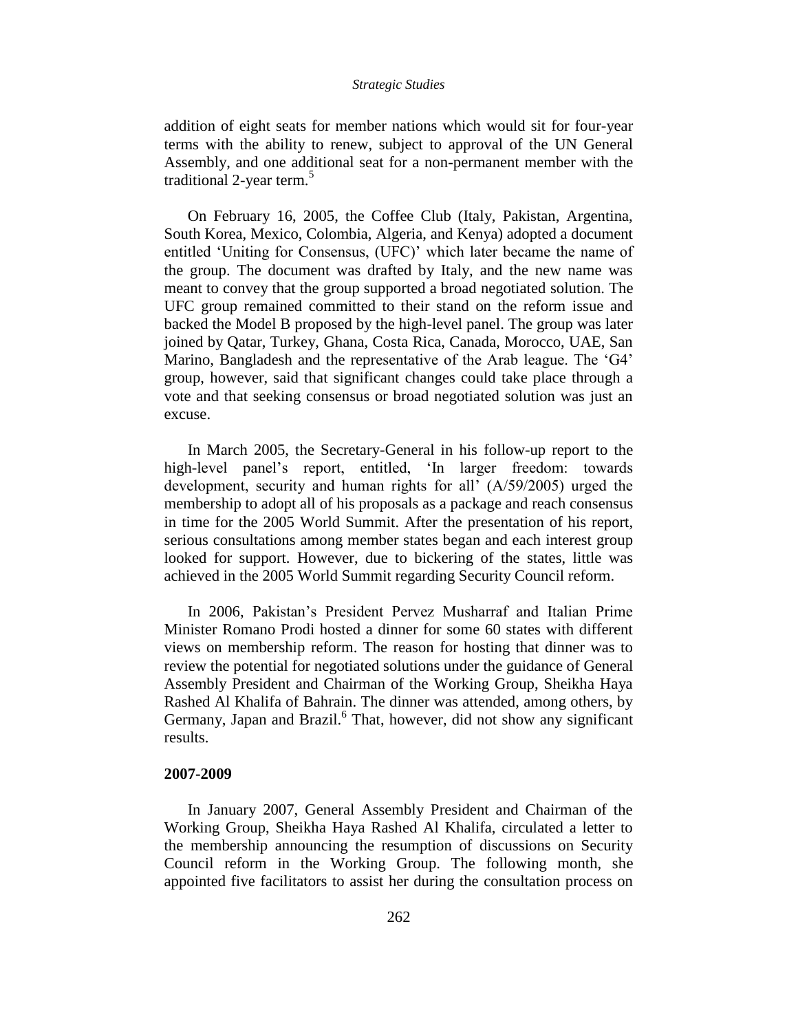addition of eight seats for member nations which would sit for four-year terms with the ability to renew, subject to approval of the UN General Assembly, and one additional seat for a non-permanent member with the traditional 2-year term.[5]

On February 16, 2005, the Coffee Club (Italy, Pakistan, Argentina, South Korea, Mexico, Colombia, Algeria, and Kenya) adopted a document entitled 'Uniting for Consensus, (UFC)' which later became the name of the group. The document was drafted by Italy, and the new name was meant to convey that the group supported a broad negotiated solution. The UFC group remained committed to their stand on the reform issue and backed the Model B proposed by the high-level panel. The group was later joined by Qatar, Turkey, Ghana, Costa Rica, Canada, Morocco, UAE, San Marino, Bangladesh and the representative of the Arab league. The 'G4' group, however, said that significant changes could take place through a vote and that seeking consensus or broad negotiated solution was just an excuse.

In March 2005, the Secretary-General in his follow-up report to the high-level panel's report, entitled, 'In larger freedom: towards development, security and human rights for all' (A/59/2005) urged the membership to adopt all of his proposals as a package and reach consensus in time for the 2005 World Summit. After the presentation of his report, serious consultations among member states began and each interest group looked for support. However, due to bickering of the states, little was achieved in the 2005 World Summit regarding Security Council reform.

In 2006, Pakistan's President Pervez Musharraf and Italian Prime Minister Romano Prodi hosted a dinner for some 60 states with different views on membership reform. The reason for hosting that dinner was to review the potential for negotiated solutions under the guidance of General Assembly President and Chairman of the Working Group, Sheikha Haya Rashed Al Khalifa of Bahrain. The dinner was attended, among others, by Germany, Japan and Brazil.[6] That, however, did not show any significant results.

**2007-2009**

In January 2007, General Assembly President and Chairman of the Working Group, Sheikha Haya Rashed Al Khalifa, circulated a letter to the membership announcing the resumption of discussions on Security Council reform in the Working Group. The following month, she appointed five facilitators to assist her during the consultation process on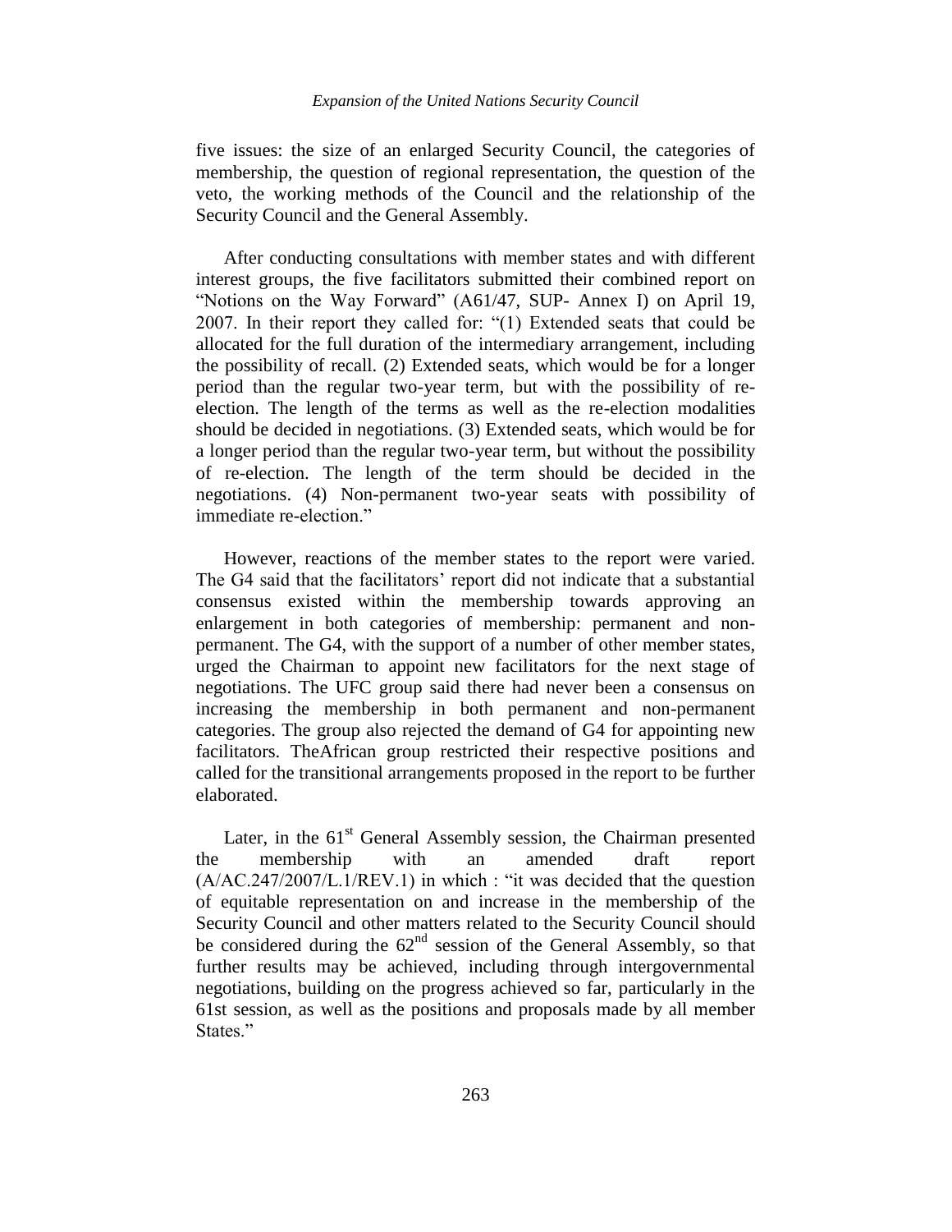five issues: the size of an enlarged Security Council, the categories of membership, the question of regional representation, the question of the veto, the working methods of the Council and the relationship of the Security Council and the General Assembly.

After conducting consultations with member states and with different interest groups, the five facilitators submitted their combined report on "Notions on the Way Forward" (A61/47, SUP- Annex I) on April 19, 2007. In their report they called for: "(1) Extended seats that could be allocated for the full duration of the intermediary arrangement, including the possibility of recall. (2) Extended seats, which would be for a longer period than the regular two-year term, but with the possibility of re-election. The length of the terms as well as the re-election modalities should be decided in negotiations. (3) Extended seats, which would be for a longer period than the regular two-year term, but without the possibility of re-election. The length of the term should be decided in the negotiations. (4) Non-permanent two-year seats with possibility of immediate re-election."

However, reactions of the member states to the report were varied. The G4 said that the facilitators' report did not indicate that a substantial consensus existed within the membership towards approving an enlargement in both categories of membership: permanent and non-permanent. The G4, with the support of a number of other member states, urged the Chairman to appoint new facilitators for the next stage of negotiations. The UFC group said there had never been a consensus on increasing the membership in both permanent and non-permanent categories. The group also rejected the demand of G4 for appointing new facilitators. TheAfrican group restricted their respective positions and called for the transitional arrangements proposed in the report to be further elaborated.

Later, in the 61st General Assembly session, the Chairman presented the membership with an amended draft report (A/AC.247/2007/L.1/REV.1) in which : "it was decided that the question of equitable representation on and increase in the membership of the Security Council and other matters related to the Security Council should be considered during the 62nd session of the General Assembly, so that further results may be achieved, including through intergovernmental negotiations, building on the progress achieved so far, particularly in the 61st session, as well as the positions and proposals made by all member States."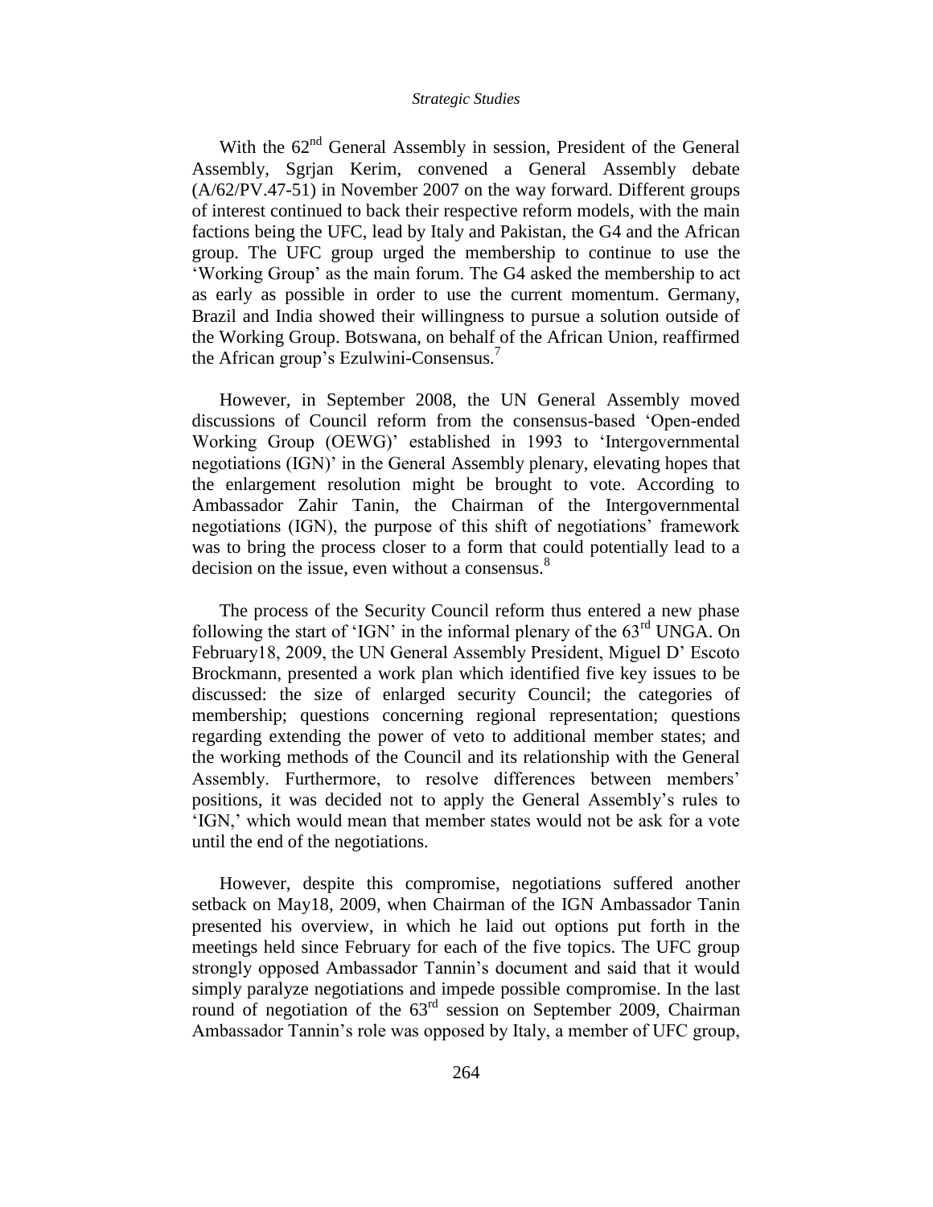With the 62nd General Assembly in session, President of the General Assembly, Sgrjan Kerim, convened a General Assembly debate (A/62/PV.47-51) in November 2007 on the way forward. Different groups of interest continued to back their respective reform models, with the main factions being the UFC, lead by Italy and Pakistan, the G4 and the African group. The UFC group urged the membership to continue to use the 'Working Group' as the main forum. The G4 asked the membership to act as early as possible in order to use the current momentum. Germany, Brazil and India showed their willingness to pursue a solution outside of the Working Group. Botswana, on behalf of the African Union, reaffirmed the African group's Ezulwini-Consensus.[7]

However, in September 2008, the UN General Assembly moved discussions of Council reform from the consensus-based 'Open-ended Working Group (OEWG)' established in 1993 to 'Intergovernmental negotiations (IGN)' in the General Assembly plenary, elevating hopes that the enlargement resolution might be brought to vote. According to Ambassador Zahir Tanin, the Chairman of the Intergovernmental negotiations (IGN), the purpose of this shift of negotiations' framework was to bring the process closer to a form that could potentially lead to a decision on the issue, even without a consensus.[8]

The process of the Security Council reform thus entered a new phase following the start of 'IGN' in the informal plenary of the 63rd UNGA. On February18, 2009, the UN General Assembly President, Miguel D' Escoto Brockmann, presented a work plan which identified five key issues to be discussed: the size of enlarged security Council; the categories of membership; questions concerning regional representation; questions regarding extending the power of veto to additional member states; and the working methods of the Council and its relationship with the General Assembly. Furthermore, to resolve differences between members' positions, it was decided not to apply the General Assembly's rules to 'IGN,' which would mean that member states would not be ask for a vote until the end of the negotiations.

However, despite this compromise, negotiations suffered another setback on May18, 2009, when Chairman of the IGN Ambassador Tanin presented his overview, in which he laid out options put forth in the meetings held since February for each of the five topics. The UFC group strongly opposed Ambassador Tannin's document and said that it would simply paralyze negotiations and impede possible compromise. In the last round of negotiation of the 63rd session on September 2009, Chairman Ambassador Tannin's role was opposed by Italy, a member of UFC group,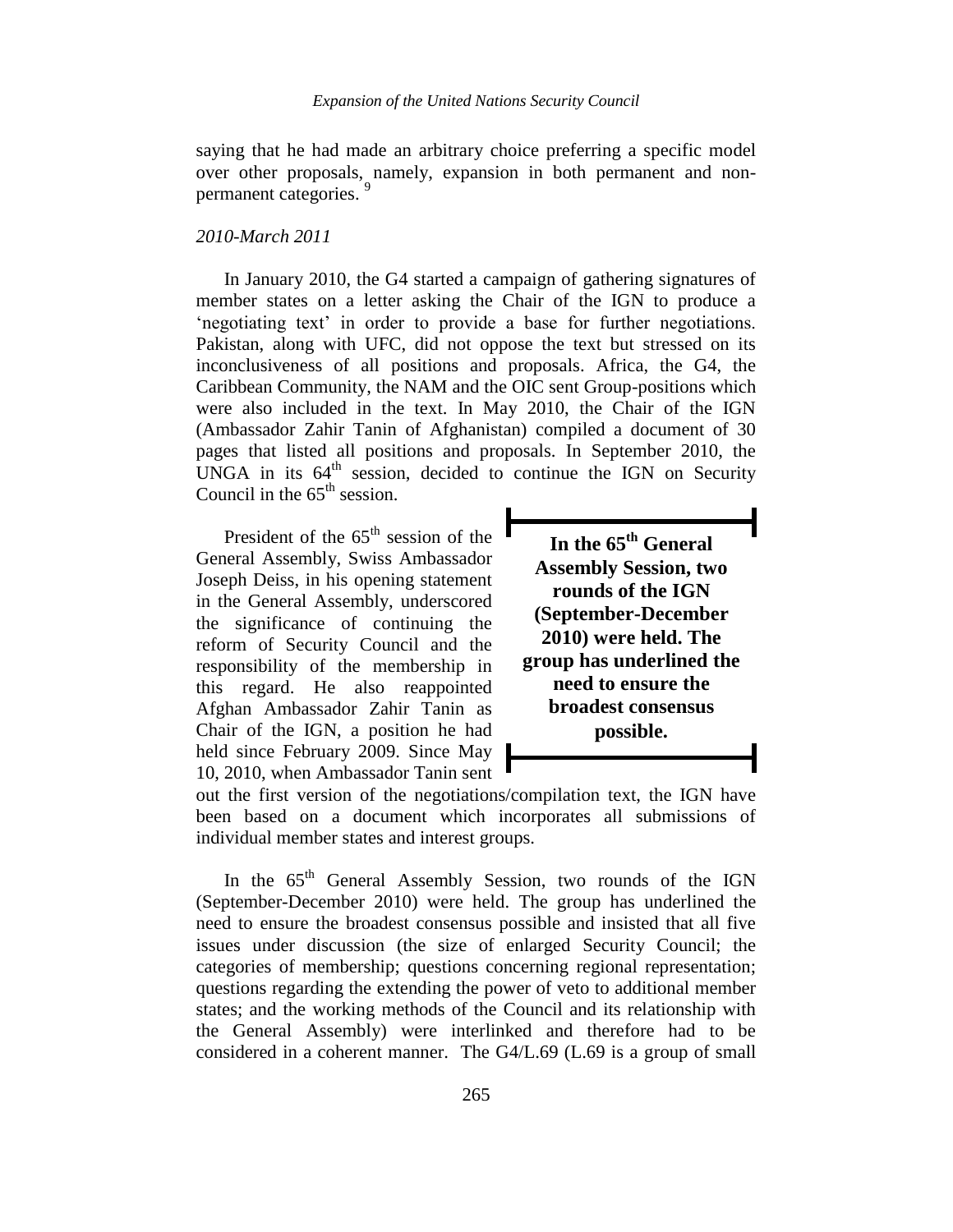saying that he had made an arbitrary choice preferring a specific model over other proposals, namely, expansion in both permanent and non-permanent categories. [9]

*2010-March 2011*

In January 2010, the G4 started a campaign of gathering signatures of member states on a letter asking the Chair of the IGN to produce a 'negotiating text' in order to provide a base for further negotiations. Pakistan, along with UFC, did not oppose the text but stressed on its inconclusiveness of all positions and proposals. Africa, the G4, the Caribbean Community, the NAM and the OIC sent Group-positions which were also included in the text. In May 2010, the Chair of the IGN (Ambassador Zahir Tanin of Afghanistan) compiled a document of 30 pages that listed all positions and proposals. In September 2010, the UNGA in its 64th session, decided to continue the IGN on Security Council in the 65th session.

President of the 65th session of the General Assembly, Swiss Ambassador Joseph Deiss, in his opening statement in the General Assembly, underscored the significance of continuing the reform of Security Council and the responsibility of the membership in this regard. He also reappointed Afghan Ambassador Zahir Tanin as Chair of the IGN, a position he had held since February 2009. Since May 10, 2010, when Ambassador Tanin sent out the first version of the negotiations/compilation text, the IGN have been based on a document which incorporates all submissions of individual member states and interest groups.

> **In the 65th General Assembly Session, two rounds of the IGN (September-December 2010) were held. The group has underlined the need to ensure the broadest consensus possible.**

In the 65th General Assembly Session, two rounds of the IGN (September-December 2010) were held. The group has underlined the need to ensure the broadest consensus possible and insisted that all five issues under discussion (the size of enlarged Security Council; the categories of membership; questions concerning regional representation; questions regarding the extending the power of veto to additional member states; and the working methods of the Council and its relationship with the General Assembly) were interlinked and therefore had to be considered in a coherent manner. The G4/L.69 (L.69 is a group of small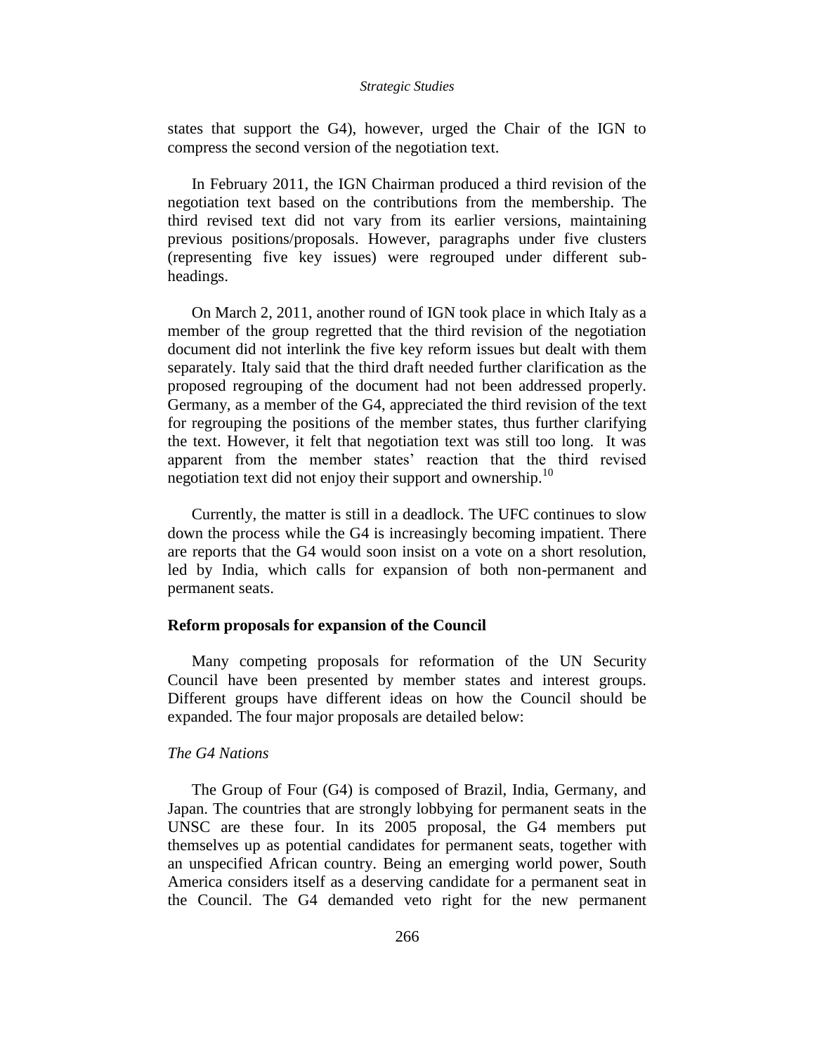states that support the G4), however, urged the Chair of the IGN to compress the second version of the negotiation text.

In February 2011, the IGN Chairman produced a third revision of the negotiation text based on the contributions from the membership. The third revised text did not vary from its earlier versions, maintaining previous positions/proposals. However, paragraphs under five clusters (representing five key issues) were regrouped under different sub-headings.

On March 2, 2011, another round of IGN took place in which Italy as a member of the group regretted that the third revision of the negotiation document did not interlink the five key reform issues but dealt with them separately. Italy said that the third draft needed further clarification as the proposed regrouping of the document had not been addressed properly. Germany, as a member of the G4, appreciated the third revision of the text for regrouping the positions of the member states, thus further clarifying the text. However, it felt that negotiation text was still too long. It was apparent from the member states' reaction that the third revised negotiation text did not enjoy their support and ownership.[10]

Currently, the matter is still in a deadlock. The UFC continues to slow down the process while the G4 is increasingly becoming impatient. There are reports that the G4 would soon insist on a vote on a short resolution, led by India, which calls for expansion of both non-permanent and permanent seats.

## Reform proposals for expansion of the Council

Many competing proposals for reformation of the UN Security Council have been presented by member states and interest groups. Different groups have different ideas on how the Council should be expanded. The four major proposals are detailed below:

### *The G4 Nations*

The Group of Four (G4) is composed of Brazil, India, Germany, and Japan. The countries that are strongly lobbying for permanent seats in the UNSC are these four. In its 2005 proposal, the G4 members put themselves up as potential candidates for permanent seats, together with an unspecified African country. Being an emerging world power, South America considers itself as a deserving candidate for a permanent seat in the Council. The G4 demanded veto right for the new permanent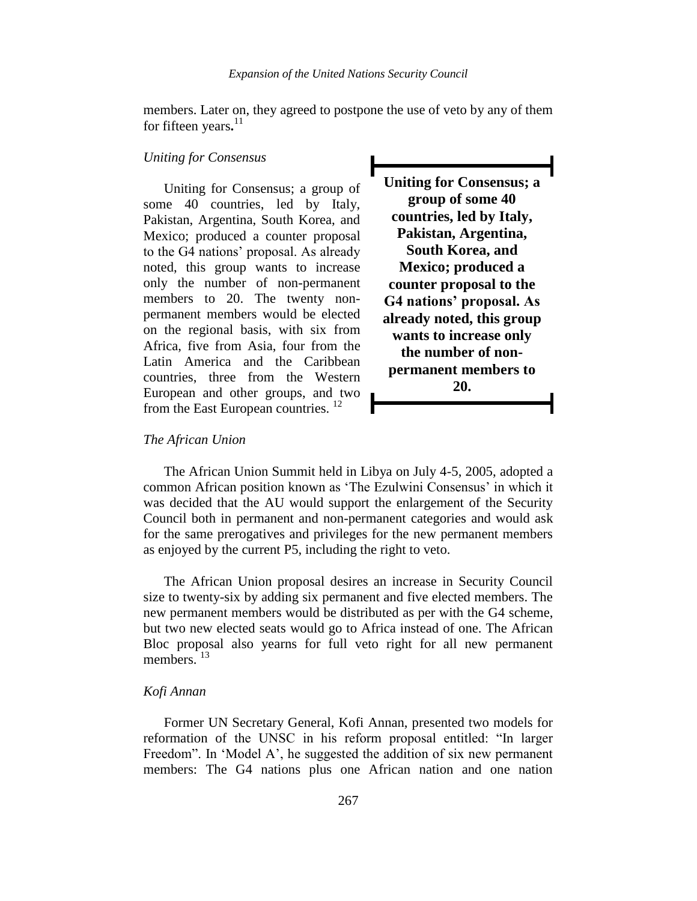members. Later on, they agreed to postpone the use of veto by any of them for fifteen years.[11]

*Uniting for Consensus*

Uniting for Consensus; a group of some 40 countries, led by Italy, Pakistan, Argentina, South Korea, and Mexico; produced a counter proposal to the G4 nations' proposal. As already noted, this group wants to increase only the number of non-permanent members to 20. The twenty non-permanent members would be elected on the regional basis, with six from Africa, five from Asia, four from the Latin America and the Caribbean countries, three from the Western European and other groups, and two from the East European countries. [12]

**Uniting for Consensus; a group of some 40 countries, led by Italy, Pakistan, Argentina, South Korea, and Mexico; produced a counter proposal to the G4 nations' proposal. As already noted, this group wants to increase only the number of non-permanent members to 20.**

*The African Union*

The African Union Summit held in Libya on July 4-5, 2005, adopted a common African position known as 'The Ezulwini Consensus' in which it was decided that the AU would support the enlargement of the Security Council both in permanent and non-permanent categories and would ask for the same prerogatives and privileges for the new permanent members as enjoyed by the current P5, including the right to veto.

The African Union proposal desires an increase in Security Council size to twenty-six by adding six permanent and five elected members. The new permanent members would be distributed as per with the G4 scheme, but two new elected seats would go to Africa instead of one. The African Bloc proposal also yearns for full veto right for all new permanent members. [13]

*Kofi Annan*

Former UN Secretary General, Kofi Annan, presented two models for reformation of the UNSC in his reform proposal entitled: "In larger Freedom". In 'Model A', he suggested the addition of six new permanent members: The G4 nations plus one African nation and one nation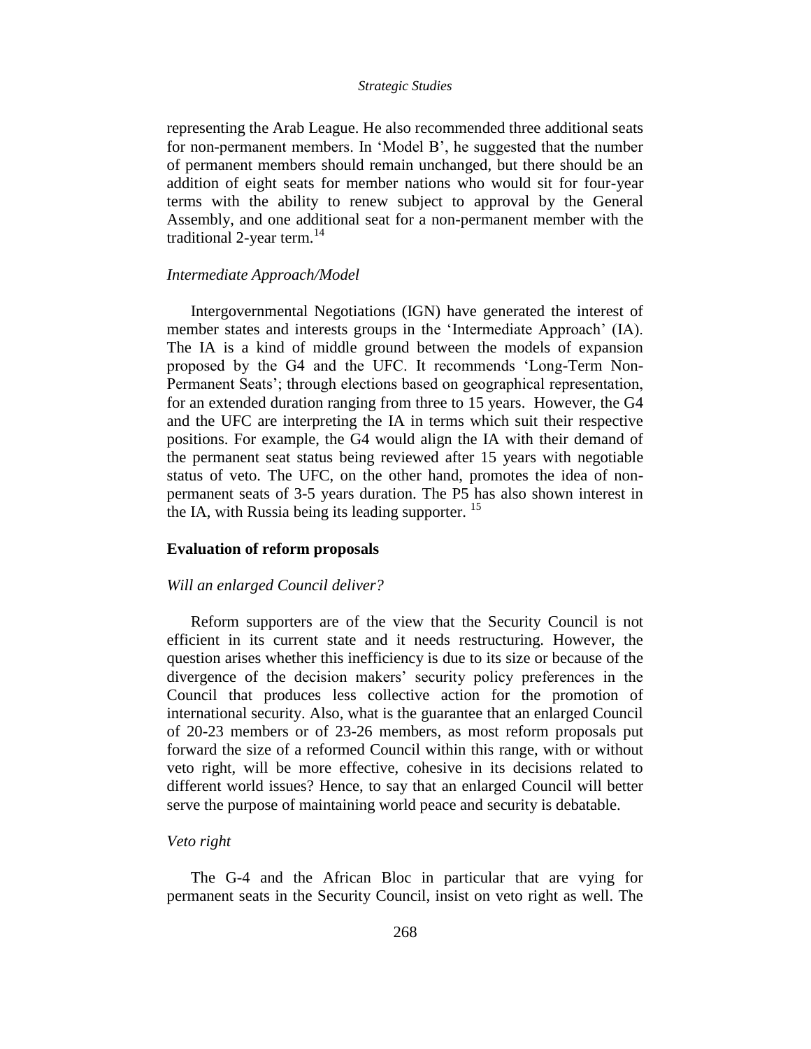representing the Arab League. He also recommended three additional seats for non-permanent members. In 'Model B', he suggested that the number of permanent members should remain unchanged, but there should be an addition of eight seats for member nations who would sit for four-year terms with the ability to renew subject to approval by the General Assembly, and one additional seat for a non-permanent member with the traditional 2-year term.[14]

*Intermediate Approach/Model*

Intergovernmental Negotiations (IGN) have generated the interest of member states and interests groups in the 'Intermediate Approach' (IA). The IA is a kind of middle ground between the models of expansion proposed by the G4 and the UFC. It recommends 'Long-Term Non-Permanent Seats'; through elections based on geographical representation, for an extended duration ranging from three to 15 years. However, the G4 and the UFC are interpreting the IA in terms which suit their respective positions. For example, the G4 would align the IA with their demand of the permanent seat status being reviewed after 15 years with negotiable status of veto. The UFC, on the other hand, promotes the idea of non-permanent seats of 3-5 years duration. The P5 has also shown interest in the IA, with Russia being its leading supporter. [15]

**Evaluation of reform proposals**

*Will an enlarged Council deliver?*

Reform supporters are of the view that the Security Council is not efficient in its current state and it needs restructuring. However, the question arises whether this inefficiency is due to its size or because of the divergence of the decision makers' security policy preferences in the Council that produces less collective action for the promotion of international security. Also, what is the guarantee that an enlarged Council of 20-23 members or of 23-26 members, as most reform proposals put forward the size of a reformed Council within this range, with or without veto right, will be more effective, cohesive in its decisions related to different world issues? Hence, to say that an enlarged Council will better serve the purpose of maintaining world peace and security is debatable.

*Veto right*

The G-4 and the African Bloc in particular that are vying for permanent seats in the Security Council, insist on veto right as well. The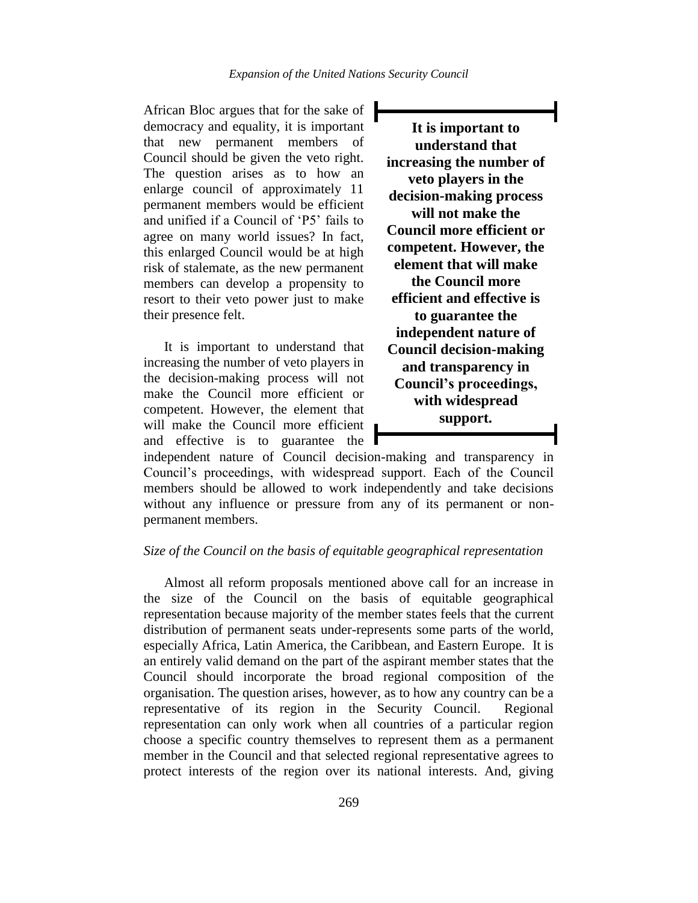African Bloc argues that for the sake of democracy and equality, it is important that new permanent members of Council should be given the veto right. The question arises as to how an enlarge council of approximately 11 permanent members would be efficient and unified if a Council of 'P5' fails to agree on many world issues? In fact, this enlarged Council would be at high risk of stalemate, as the new permanent members can develop a propensity to resort to their veto power just to make their presence felt.

> **It is important to understand that increasing the number of veto players in the decision-making process will not make the Council more efficient or competent. However, the element that will make the Council more efficient and effective is to guarantee the independent nature of Council decision-making and transparency in Council's proceedings, with widespread support.**

It is important to understand that increasing the number of veto players in the decision-making process will not make the Council more efficient or competent. However, the element that will make the Council more efficient and effective is to guarantee the independent nature of Council decision-making and transparency in Council's proceedings, with widespread support. Each of the Council members should be allowed to work independently and take decisions without any influence or pressure from any of its permanent or non-permanent members.

*Size of the Council on the basis of equitable geographical representation*

Almost all reform proposals mentioned above call for an increase in the size of the Council on the basis of equitable geographical representation because majority of the member states feels that the current distribution of permanent seats under-represents some parts of the world, especially Africa, Latin America, the Caribbean, and Eastern Europe. It is an entirely valid demand on the part of the aspirant member states that the Council should incorporate the broad regional composition of the organisation. The question arises, however, as to how any country can be a representative of its region in the Security Council. Regional representation can only work when all countries of a particular region choose a specific country themselves to represent them as a permanent member in the Council and that selected regional representative agrees to protect interests of the region over its national interests. And, giving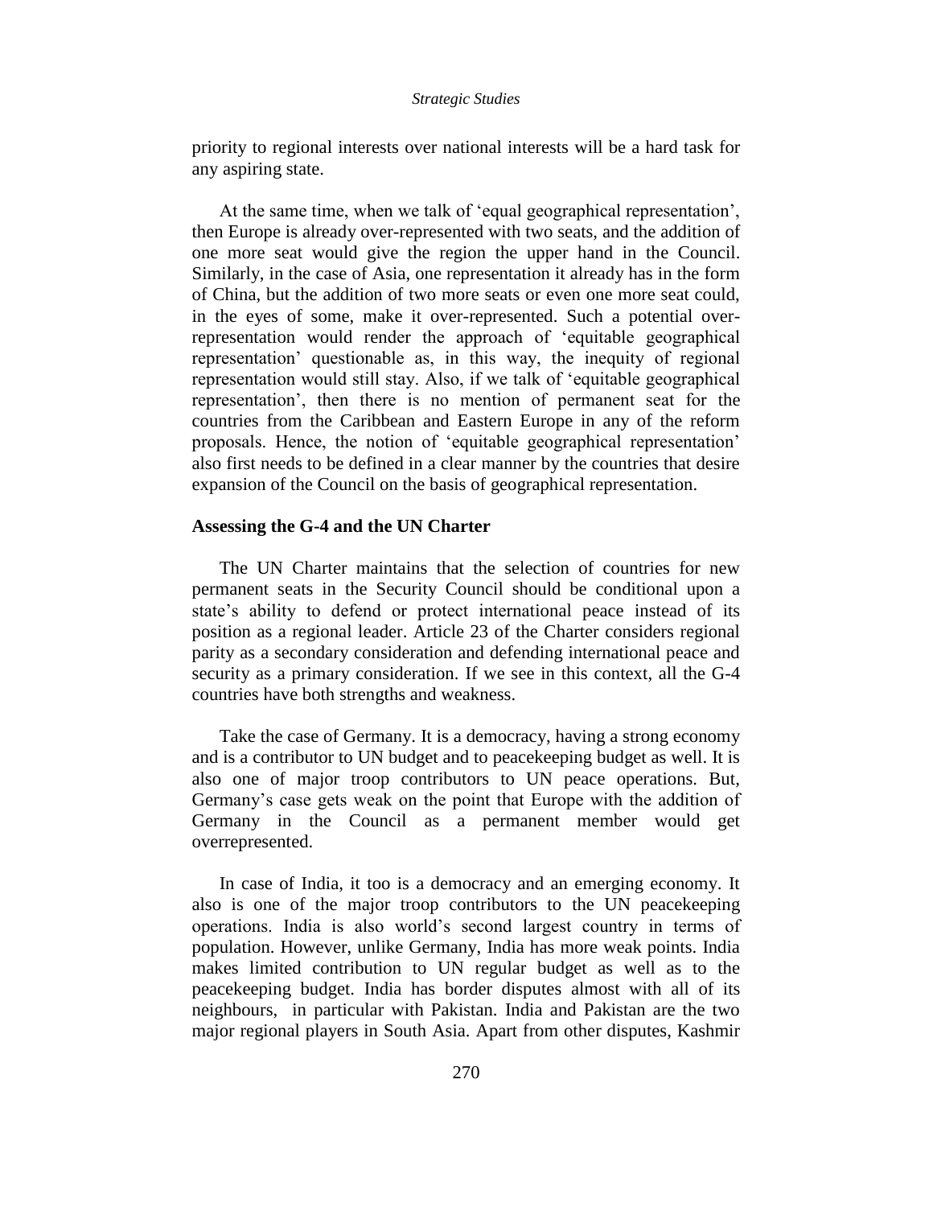priority to regional interests over national interests will be a hard task for any aspiring state.

At the same time, when we talk of 'equal geographical representation', then Europe is already over-represented with two seats, and the addition of one more seat would give the region the upper hand in the Council. Similarly, in the case of Asia, one representation it already has in the form of China, but the addition of two more seats or even one more seat could, in the eyes of some, make it over-represented. Such a potential over-representation would render the approach of 'equitable geographical representation' questionable as, in this way, the inequity of regional representation would still stay. Also, if we talk of 'equitable geographical representation', then there is no mention of permanent seat for the countries from the Caribbean and Eastern Europe in any of the reform proposals. Hence, the notion of 'equitable geographical representation' also first needs to be defined in a clear manner by the countries that desire expansion of the Council on the basis of geographical representation.

## Assessing the G-4 and the UN Charter

The UN Charter maintains that the selection of countries for new permanent seats in the Security Council should be conditional upon a state's ability to defend or protect international peace instead of its position as a regional leader. Article 23 of the Charter considers regional parity as a secondary consideration and defending international peace and security as a primary consideration. If we see in this context, all the G-4 countries have both strengths and weakness.

Take the case of Germany. It is a democracy, having a strong economy and is a contributor to UN budget and to peacekeeping budget as well. It is also one of major troop contributors to UN peace operations. But, Germany's case gets weak on the point that Europe with the addition of Germany in the Council as a permanent member would get overrepresented.

In case of India, it too is a democracy and an emerging economy. It also is one of the major troop contributors to the UN peacekeeping operations. India is also world's second largest country in terms of population. However, unlike Germany, India has more weak points. India makes limited contribution to UN regular budget as well as to the peacekeeping budget. India has border disputes almost with all of its neighbours, in particular with Pakistan. India and Pakistan are the two major regional players in South Asia. Apart from other disputes, Kashmir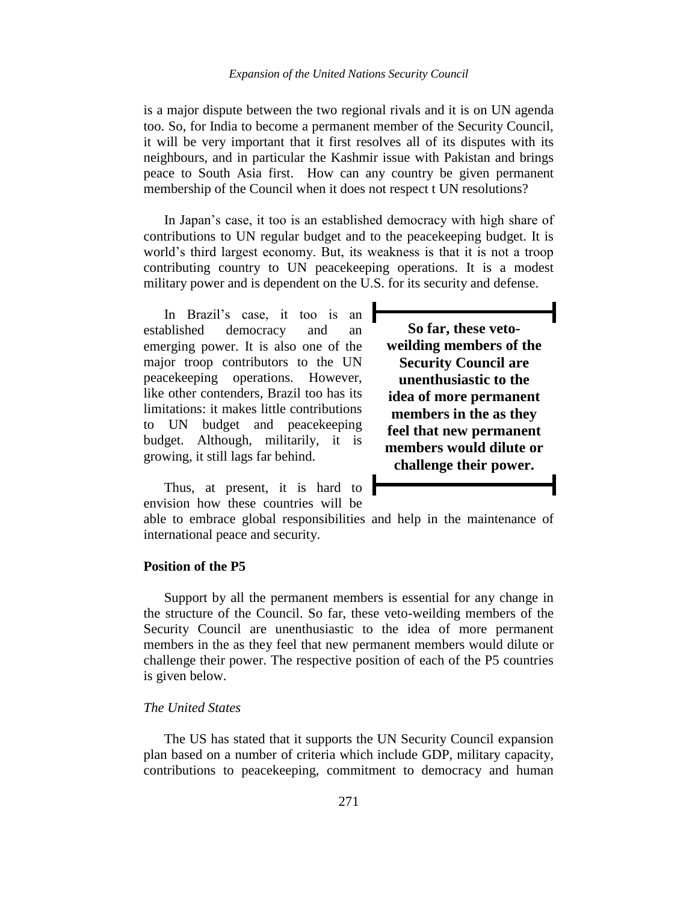is a major dispute between the two regional rivals and it is on UN agenda too. So, for India to become a permanent member of the Security Council, it will be very important that it first resolves all of its disputes with its neighbours, and in particular the Kashmir issue with Pakistan and brings peace to South Asia first. How can any country be given permanent membership of the Council when it does not respect t UN resolutions?

In Japan's case, it too is an established democracy with high share of contributions to UN regular budget and to the peacekeeping budget. It is world's third largest economy. But, its weakness is that it is not a troop contributing country to UN peacekeeping operations. It is a modest military power and is dependent on the U.S. for its security and defense.

In Brazil's case, it too is an established democracy and an emerging power. It is also one of the major troop contributors to the UN peacekeeping operations. However, like other contenders, Brazil too has its limitations: it makes little contributions to UN budget and peacekeeping budget. Although, militarily, it is growing, it still lags far behind.

Thus, at present, it is hard to envision how these countries will be able to embrace global responsibilities and help in the maintenance of international peace and security.

**So far, these veto-weilding members of the Security Council are unenthusiastic to the idea of more permanent members in the as they feel that new permanent members would dilute or challenge their power.**

**Position of the P5**

Support by all the permanent members is essential for any change in the structure of the Council. So far, these veto-weilding members of the Security Council are unenthusiastic to the idea of more permanent members in the as they feel that new permanent members would dilute or challenge their power. The respective position of each of the P5 countries is given below.

*The United States*

The US has stated that it supports the UN Security Council expansion plan based on a number of criteria which include GDP, military capacity, contributions to peacekeeping, commitment to democracy and human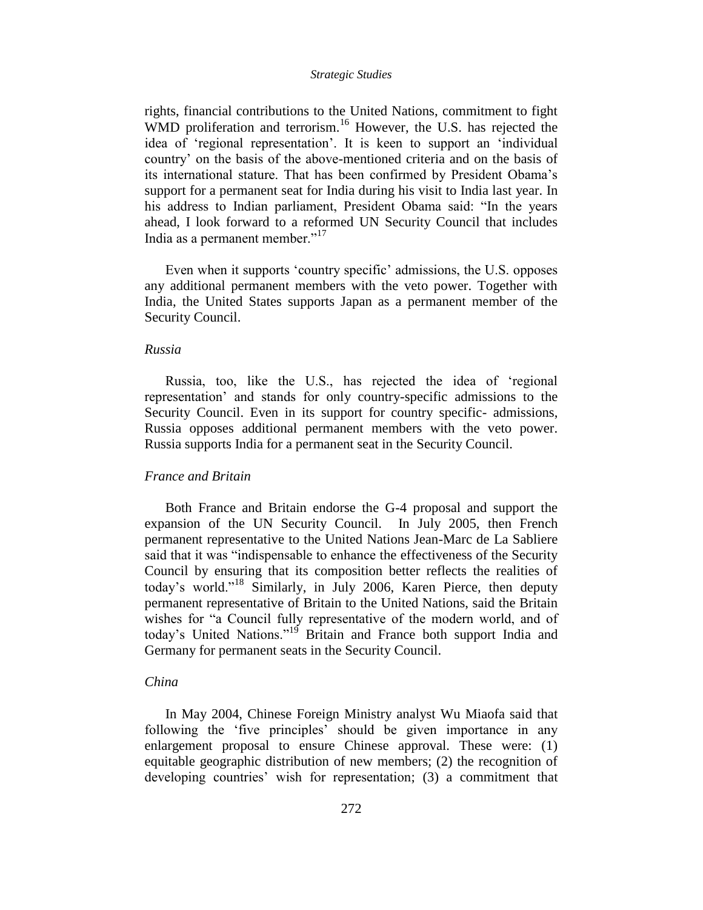rights, financial contributions to the United Nations, commitment to fight WMD proliferation and terrorism.[16] However, the U.S. has rejected the idea of 'regional representation'. It is keen to support an 'individual country' on the basis of the above-mentioned criteria and on the basis of its international stature. That has been confirmed by President Obama's support for a permanent seat for India during his visit to India last year. In his address to Indian parliament, President Obama said: "In the years ahead, I look forward to a reformed UN Security Council that includes India as a permanent member."[17]

Even when it supports 'country specific' admissions, the U.S. opposes any additional permanent members with the veto power. Together with India, the United States supports Japan as a permanent member of the Security Council.

### *Russia*

Russia, too, like the U.S., has rejected the idea of 'regional representation' and stands for only country-specific admissions to the Security Council. Even in its support for country specific- admissions, Russia opposes additional permanent members with the veto power. Russia supports India for a permanent seat in the Security Council.

### *France and Britain*

Both France and Britain endorse the G-4 proposal and support the expansion of the UN Security Council. In July 2005, then French permanent representative to the United Nations Jean-Marc de La Sabliere said that it was "indispensable to enhance the effectiveness of the Security Council by ensuring that its composition better reflects the realities of today's world."[18] Similarly, in July 2006, Karen Pierce, then deputy permanent representative of Britain to the United Nations, said the Britain wishes for "a Council fully representative of the modern world, and of today's United Nations."[19] Britain and France both support India and Germany for permanent seats in the Security Council.

### *China*

In May 2004, Chinese Foreign Ministry analyst Wu Miaofa said that following the 'five principles' should be given importance in any enlargement proposal to ensure Chinese approval. These were: (1) equitable geographic distribution of new members; (2) the recognition of developing countries' wish for representation; (3) a commitment that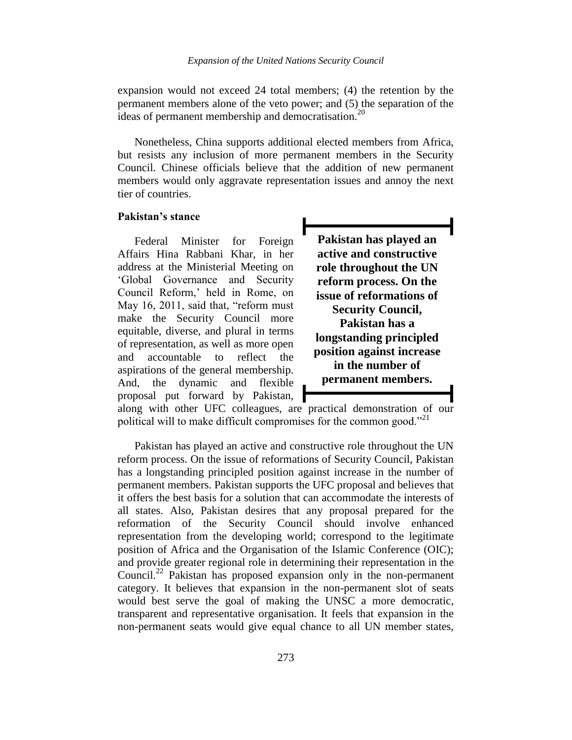expansion would not exceed 24 total members; (4) the retention by the permanent members alone of the veto power; and (5) the separation of the ideas of permanent membership and democratisation.[20]

Nonetheless, China supports additional elected members from Africa, but resists any inclusion of more permanent members in the Security Council. Chinese officials believe that the addition of new permanent members would only aggravate representation issues and annoy the next tier of countries.

**Pakistan's stance**

Federal Minister for Foreign Affairs Hina Rabbani Khar, in her address at the Ministerial Meeting on 'Global Governance and Security Council Reform,' held in Rome, on May 16, 2011, said that, "reform must make the Security Council more equitable, diverse, and plural in terms of representation, as well as more open and accountable to reflect the aspirations of the general membership. And, the dynamic and flexible proposal put forward by Pakistan, along with other UFC colleagues, are practical demonstration of our political will to make difficult compromises for the common good."[21]

> **Pakistan has played an active and constructive role throughout the UN reform process. On the issue of reformations of Security Council, Pakistan has a longstanding principled position against increase in the number of permanent members.**

Pakistan has played an active and constructive role throughout the UN reform process. On the issue of reformations of Security Council, Pakistan has a longstanding principled position against increase in the number of permanent members. Pakistan supports the UFC proposal and believes that it offers the best basis for a solution that can accommodate the interests of all states. Also, Pakistan desires that any proposal prepared for the reformation of the Security Council should involve enhanced representation from the developing world; correspond to the legitimate position of Africa and the Organisation of the Islamic Conference (OIC); and provide greater regional role in determining their representation in the Council.[22] Pakistan has proposed expansion only in the non-permanent category. It believes that expansion in the non-permanent slot of seats would best serve the goal of making the UNSC a more democratic, transparent and representative organisation. It feels that expansion in the non-permanent seats would give equal chance to all UN member states,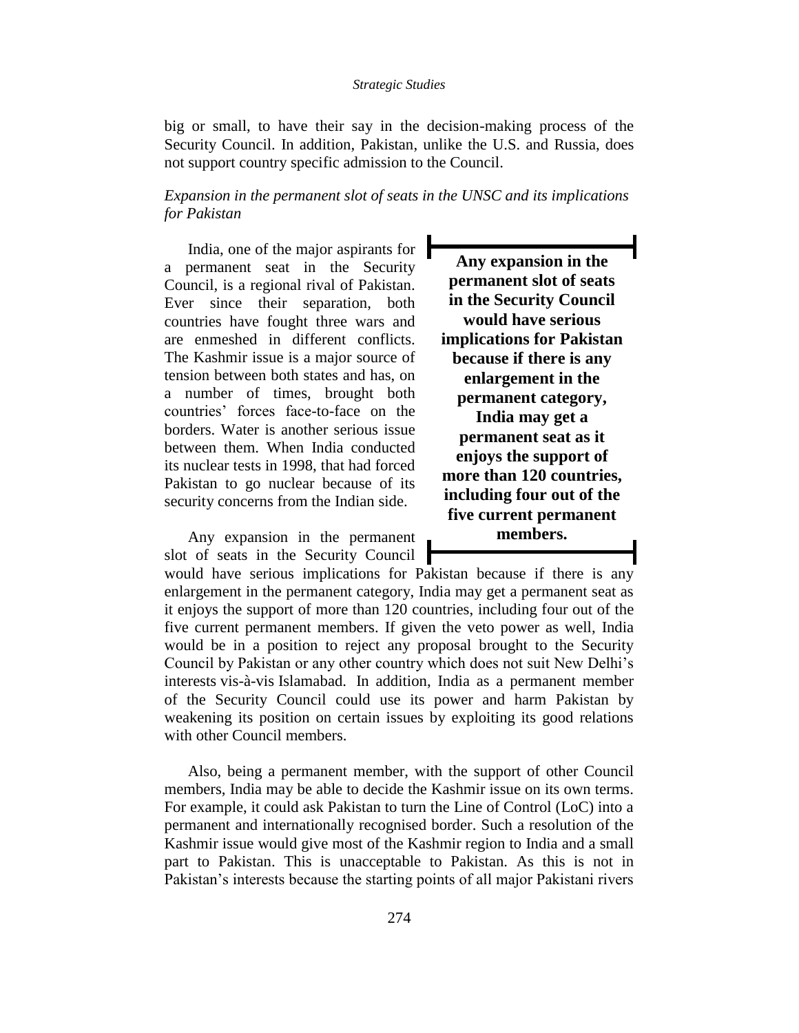big or small, to have their say in the decision-making process of the Security Council. In addition, Pakistan, unlike the U.S. and Russia, does not support country specific admission to the Council.

*Expansion in the permanent slot of seats in the UNSC and its implications for Pakistan*

India, one of the major aspirants for a permanent seat in the Security Council, is a regional rival of Pakistan. Ever since their separation, both countries have fought three wars and are enmeshed in different conflicts. The Kashmir issue is a major source of tension between both states and has, on a number of times, brought both countries' forces face-to-face on the borders. Water is another serious issue between them. When India conducted its nuclear tests in 1998, that had forced Pakistan to go nuclear because of its security concerns from the Indian side.

> **Any expansion in the permanent slot of seats in the Security Council would have serious implications for Pakistan because if there is any enlargement in the permanent category, India may get a permanent seat as it enjoys the support of more than 120 countries, including four out of the five current permanent members.**

Any expansion in the permanent slot of seats in the Security Council would have serious implications for Pakistan because if there is any enlargement in the permanent category, India may get a permanent seat as it enjoys the support of more than 120 countries, including four out of the five current permanent members. If given the veto power as well, India would be in a position to reject any proposal brought to the Security Council by Pakistan or any other country which does not suit New Delhi's interests vis-à-vis Islamabad. In addition, India as a permanent member of the Security Council could use its power and harm Pakistan by weakening its position on certain issues by exploiting its good relations with other Council members.

Also, being a permanent member, with the support of other Council members, India may be able to decide the Kashmir issue on its own terms. For example, it could ask Pakistan to turn the Line of Control (LoC) into a permanent and internationally recognised border. Such a resolution of the Kashmir issue would give most of the Kashmir region to India and a small part to Pakistan. This is unacceptable to Pakistan. As this is not in Pakistan's interests because the starting points of all major Pakistani rivers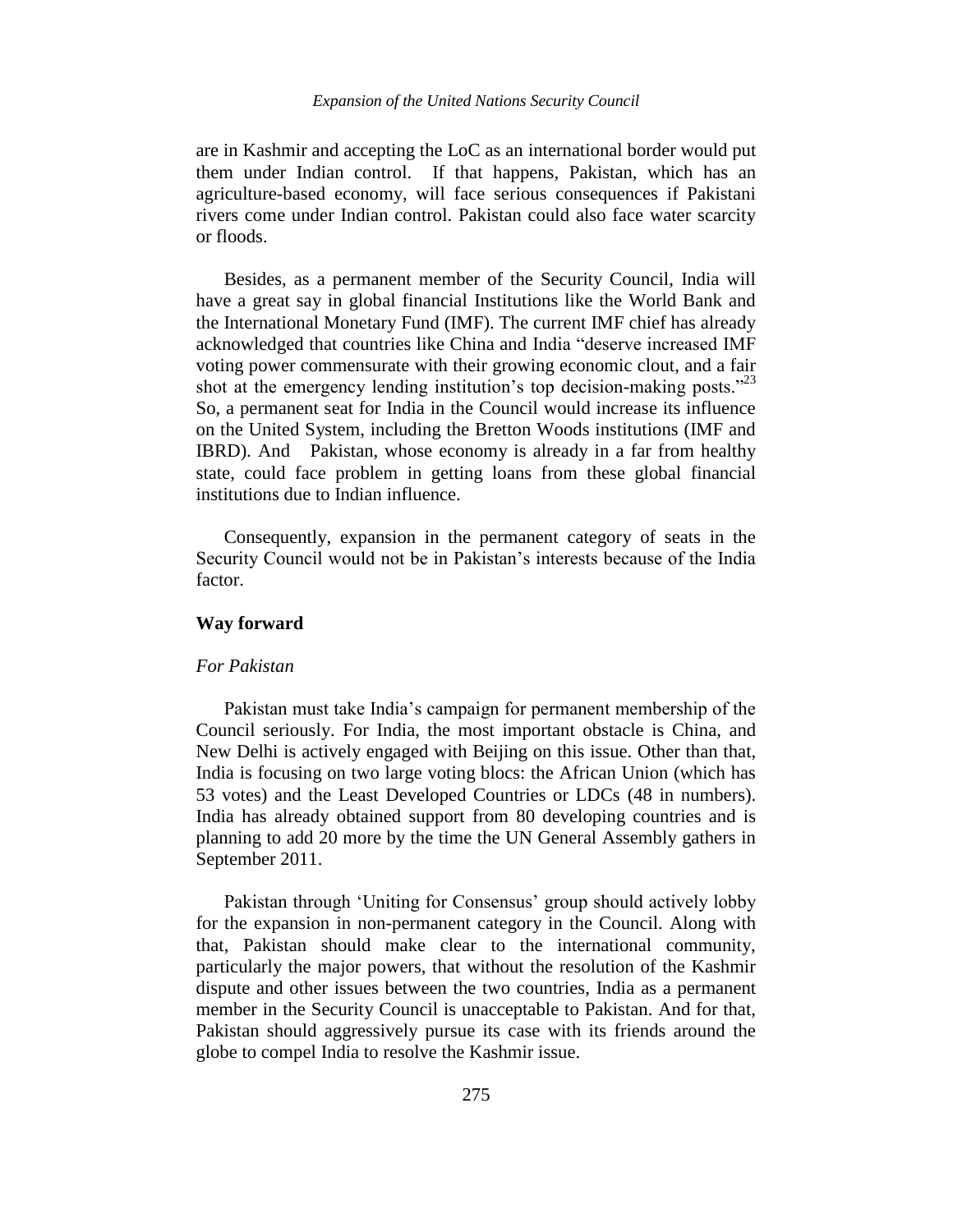are in Kashmir and accepting the LoC as an international border would put them under Indian control. If that happens, Pakistan, which has an agriculture-based economy, will face serious consequences if Pakistani rivers come under Indian control. Pakistan could also face water scarcity or floods.

Besides, as a permanent member of the Security Council, India will have a great say in global financial Institutions like the World Bank and the International Monetary Fund (IMF). The current IMF chief has already acknowledged that countries like China and India "deserve increased IMF voting power commensurate with their growing economic clout, and a fair shot at the emergency lending institution's top decision-making posts."[23] So, a permanent seat for India in the Council would increase its influence on the United System, including the Bretton Woods institutions (IMF and IBRD). And Pakistan, whose economy is already in a far from healthy state, could face problem in getting loans from these global financial institutions due to Indian influence.

Consequently, expansion in the permanent category of seats in the Security Council would not be in Pakistan's interests because of the India factor.

## Way forward

### *For Pakistan*

Pakistan must take India's campaign for permanent membership of the Council seriously. For India, the most important obstacle is China, and New Delhi is actively engaged with Beijing on this issue. Other than that, India is focusing on two large voting blocs: the African Union (which has 53 votes) and the Least Developed Countries or LDCs (48 in numbers). India has already obtained support from 80 developing countries and is planning to add 20 more by the time the UN General Assembly gathers in September 2011.

Pakistan through 'Uniting for Consensus' group should actively lobby for the expansion in non-permanent category in the Council. Along with that, Pakistan should make clear to the international community, particularly the major powers, that without the resolution of the Kashmir dispute and other issues between the two countries, India as a permanent member in the Security Council is unacceptable to Pakistan. And for that, Pakistan should aggressively pursue its case with its friends around the globe to compel India to resolve the Kashmir issue.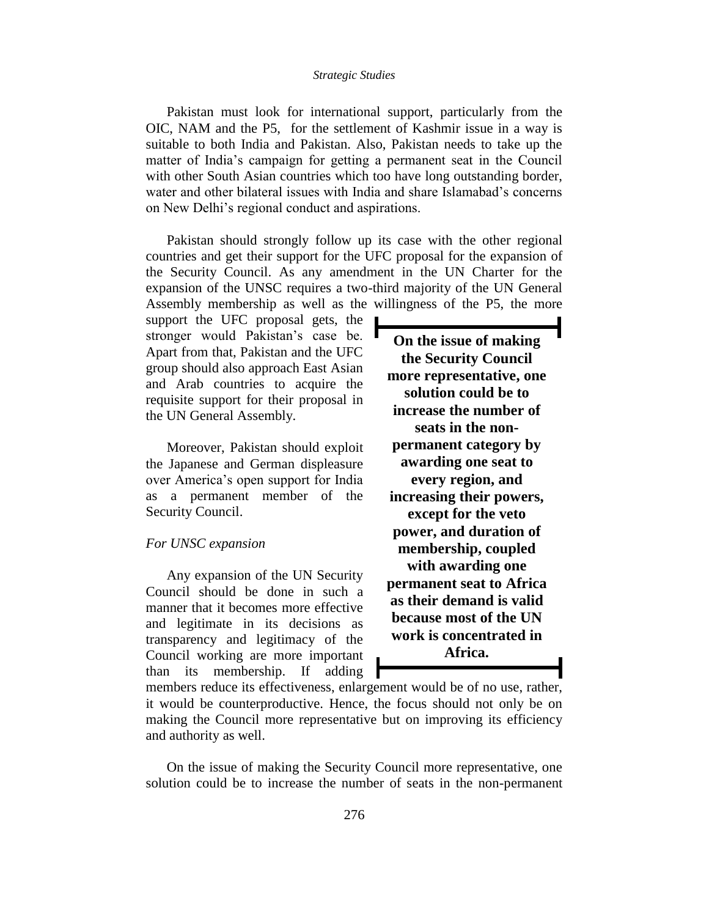Pakistan must look for international support, particularly from the OIC, NAM and the P5, for the settlement of Kashmir issue in a way is suitable to both India and Pakistan. Also, Pakistan needs to take up the matter of India's campaign for getting a permanent seat in the Council with other South Asian countries which too have long outstanding border, water and other bilateral issues with India and share Islamabad's concerns on New Delhi's regional conduct and aspirations.

Pakistan should strongly follow up its case with the other regional countries and get their support for the UFC proposal for the expansion of the Security Council. As any amendment in the UN Charter for the expansion of the UNSC requires a two-third majority of the UN General Assembly membership as well as the willingness of the P5, the more support the UFC proposal gets, the stronger would Pakistan's case be. Apart from that, Pakistan and the UFC group should also approach East Asian and Arab countries to acquire the requisite support for their proposal in the UN General Assembly.

Moreover, Pakistan should exploit the Japanese and German displeasure over America's open support for India as a permanent member of the Security Council.

> **On the issue of making the Security Council more representative, one solution could be to increase the number of seats in the non-permanent category by awarding one seat to every region, and increasing their powers, except for the veto power, and duration of membership, coupled with awarding one permanent seat to Africa as their demand is valid because most of the UN work is concentrated in Africa.**

*For UNSC expansion*

Any expansion of the UN Security Council should be done in such a manner that it becomes more effective and legitimate in its decisions as transparency and legitimacy of the Council working are more important than its membership. If adding members reduce its effectiveness, enlargement would be of no use, rather, it would be counterproductive. Hence, the focus should not only be on making the Council more representative but on improving its efficiency and authority as well.

On the issue of making the Security Council more representative, one solution could be to increase the number of seats in the non-permanent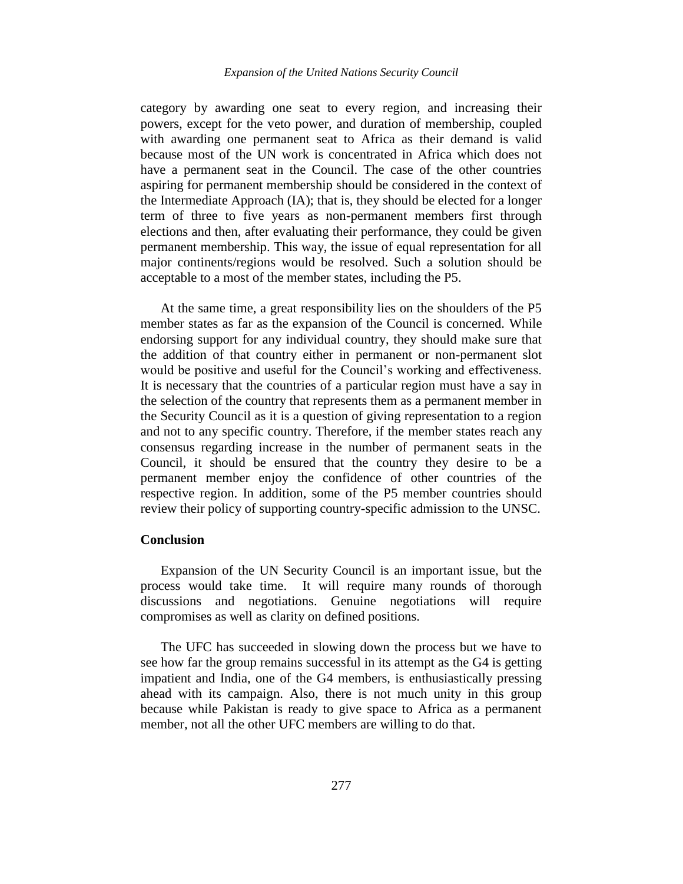category by awarding one seat to every region, and increasing their powers, except for the veto power, and duration of membership, coupled with awarding one permanent seat to Africa as their demand is valid because most of the UN work is concentrated in Africa which does not have a permanent seat in the Council. The case of the other countries aspiring for permanent membership should be considered in the context of the Intermediate Approach (IA); that is, they should be elected for a longer term of three to five years as non-permanent members first through elections and then, after evaluating their performance, they could be given permanent membership. This way, the issue of equal representation for all major continents/regions would be resolved. Such a solution should be acceptable to a most of the member states, including the P5.

At the same time, a great responsibility lies on the shoulders of the P5 member states as far as the expansion of the Council is concerned. While endorsing support for any individual country, they should make sure that the addition of that country either in permanent or non-permanent slot would be positive and useful for the Council's working and effectiveness. It is necessary that the countries of a particular region must have a say in the selection of the country that represents them as a permanent member in the Security Council as it is a question of giving representation to a region and not to any specific country. Therefore, if the member states reach any consensus regarding increase in the number of permanent seats in the Council, it should be ensured that the country they desire to be a permanent member enjoy the confidence of other countries of the respective region. In addition, some of the P5 member countries should review their policy of supporting country-specific admission to the UNSC.

## Conclusion

Expansion of the UN Security Council is an important issue, but the process would take time. It will require many rounds of thorough discussions and negotiations. Genuine negotiations will require compromises as well as clarity on defined positions.

The UFC has succeeded in slowing down the process but we have to see how far the group remains successful in its attempt as the G4 is getting impatient and India, one of the G4 members, is enthusiastically pressing ahead with its campaign. Also, there is not much unity in this group because while Pakistan is ready to give space to Africa as a permanent member, not all the other UFC members are willing to do that.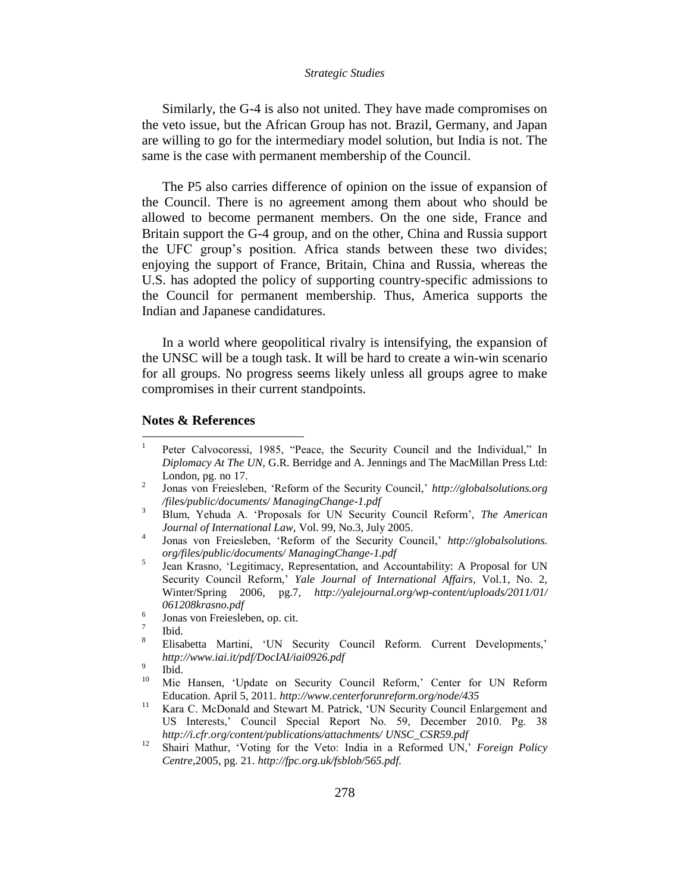Similarly, the G-4 is also not united. They have made compromises on the veto issue, but the African Group has not. Brazil, Germany, and Japan are willing to go for the intermediary model solution, but India is not. The same is the case with permanent membership of the Council.

The P5 also carries difference of opinion on the issue of expansion of the Council. There is no agreement among them about who should be allowed to become permanent members. On the one side, France and Britain support the G-4 group, and on the other, China and Russia support the UFC group's position. Africa stands between these two divides; enjoying the support of France, Britain, China and Russia, whereas the U.S. has adopted the policy of supporting country-specific admissions to the Council for permanent membership. Thus, America supports the Indian and Japanese candidatures.

In a world where geopolitical rivalry is intensifying, the expansion of the UNSC will be a tough task. It will be hard to create a win-win scenario for all groups. No progress seems likely unless all groups agree to make compromises in their current standpoints.

**Notes & References**

1. Peter Calvocoressi, 1985, "Peace, the Security Council and the Individual," In *Diplomacy At The UN,* G.R. Berridge and A. Jennings and The MacMillan Press Ltd: London, pg. no 17.
2. Jonas von Freiesleben, 'Reform of the Security Council,' *http://globalsolutions.org /files/public/documents/ ManagingChange-1.pdf*
3. Blum, Yehuda A. 'Proposals for UN Security Council Reform', *The American Journal of International Law,* Vol. 99, No.3, July 2005.
4. Jonas von Freiesleben, 'Reform of the Security Council,' *http://globalsolutions. org/files/public/documents/ ManagingChange-1.pdf*
5. Jean Krasno, 'Legitimacy, Representation, and Accountability: A Proposal for UN Security Council Reform,' *Yale Journal of International Affairs*, Vol.1, No. 2, Winter/Spring 2006, pg.7, *http://yalejournal.org/wp-content/uploads/2011/01/ 061208krasno.pdf*
6. Jonas von Freiesleben, op. cit.
7. Ibid.
8. Elisabetta Martini, 'UN Security Council Reform. Current Developments,' *http://www.iai.it/pdf/DocIAI/iai0926.pdf*
9. Ibid.
10. Mie Hansen, 'Update on Security Council Reform,' Center for UN Reform Education. April 5, 2011. *http://www.centerforunreform.org/node/435*
11. Kara C. McDonald and Stewart M. Patrick, 'UN Security Council Enlargement and US Interests,' Council Special Report No. 59, December 2010. Pg. 38 *http://i.cfr.org/content/publications/attachments/ UNSC_CSR59.pdf*
12. Shairi Mathur, 'Voting for the Veto: India in a Reformed UN,' *Foreign Policy Centre,*2005, pg. 21. *http://fpc.org.uk/fsblob/565.pdf.*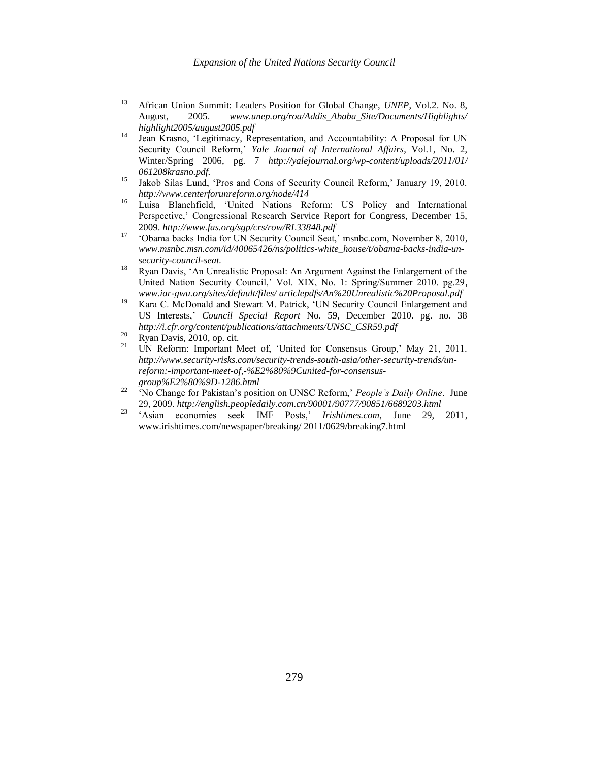13 African Union Summit: Leaders Position for Global Change, *UNEP*, Vol.2. No. 8, August, 2005. *www.unep.org/roa/Addis_Ababa_Site/Documents/Highlights/highlight2005/august2005.pdf*

14 Jean Krasno, 'Legitimacy, Representation, and Accountability: A Proposal for UN Security Council Reform,' *Yale Journal of International Affairs*, Vol.1, No. 2, Winter/Spring 2006, pg. 7 *http://yalejournal.org/wp-content/uploads/2011/01/061208krasno.pdf.*

15 Jakob Silas Lund, 'Pros and Cons of Security Council Reform,' January 19, 2010. *http://www.centerforunreform.org/node/414*

16 Luisa Blanchfield, 'United Nations Reform: US Policy and International Perspective,' Congressional Research Service Report for Congress, December 15, 2009. *http://www.fas.org/sgp/crs/row/RL33848.pdf*

17 'Obama backs India for UN Security Council Seat,' msnbc.com, November 8, 2010, *www.msnbc.msn.com/id/40065426/ns/politics-white_house/t/obama-backs-india-un-security-council-seat.*

18 Ryan Davis, 'An Unrealistic Proposal: An Argument Against the Enlargement of the United Nation Security Council,' Vol. XIX, No. 1: Spring/Summer 2010. pg.29, *www.iar-gwu.org/sites/default/files/ articlepdfs/An%20Unrealistic%20Proposal.pdf*

19 Kara C. McDonald and Stewart M. Patrick, 'UN Security Council Enlargement and US Interests,' *Council Special Report* No. 59, December 2010. pg. no. 38 *http://i.cfr.org/content/publications/attachments/UNSC_CSR59.pdf*

20 Ryan Davis, 2010, op. cit.

21 UN Reform: Important Meet of, 'United for Consensus Group,' May 21, 2011. *http://www.security-risks.com/security-trends-south-asia/other-security-trends/un-reform:-important-meet-of,-%E2%80%9Cunited-for-consensus-group%E2%80%9D-1286.html*

22 'No Change for Pakistan's position on UNSC Reform,' *People's Daily Online*. June 29, 2009. *http://english.peopledaily.com.cn/90001/90777/90851/6689203.html*

23 'Asian economies seek IMF Posts,' *Irishtimes.com*, June 29, 2011, www.irishtimes.com/newspaper/breaking/ 2011/0629/breaking7.html